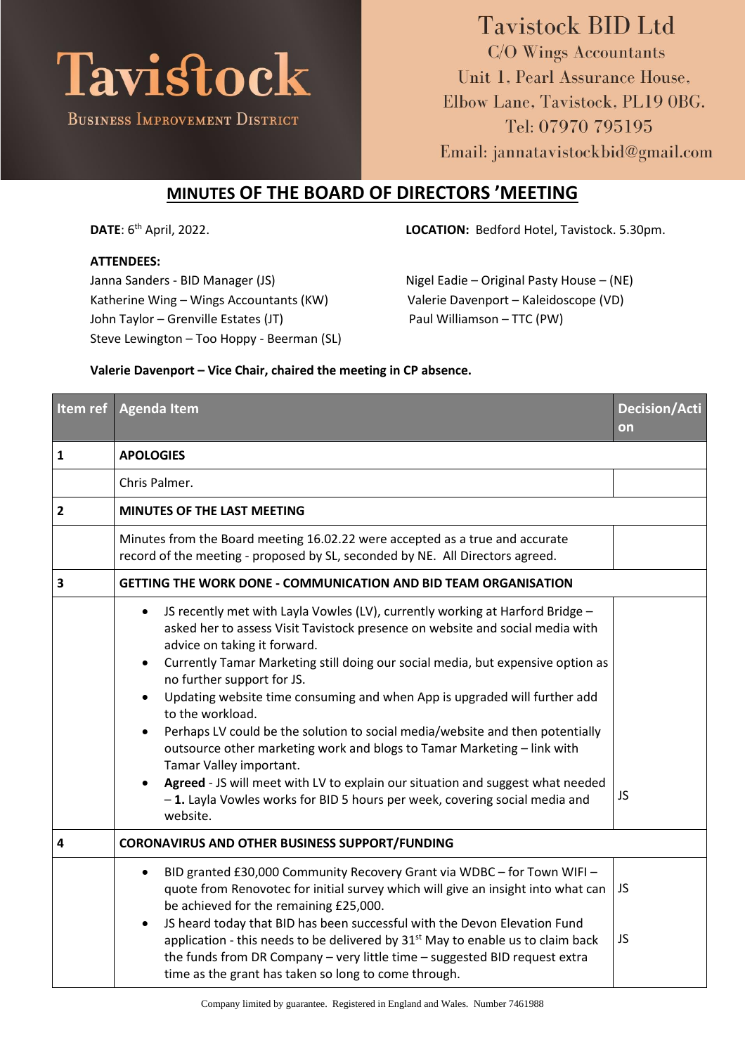Tavistock

Business Improvement District

Tavistock BID Ltd
C/O Wings Accountants
Unit 1, Pearl Assurance House,
Elbow Lane, Tavistock, PL19 0BG.
Tel: 07970 795195
Email: jannatavistockbid@gmail.com

# MINUTES OF THE BOARD OF DIRECTORS 'MEETING

**DATE**: 6th April, 2022.

**LOCATION:** Bedford Hotel, Tavistock. 5.30pm.

**ATTENDEES:**

Janna Sanders - BID Manager (JS)
Katherine Wing – Wings Accountants (KW)
John Taylor – Grenville Estates (JT)
Steve Lewington – Too Hoppy - Beerman (SL)
Nigel Eadie – Original Pasty House – (NE)
Valerie Davenport – Kaleidoscope (VD)
Paul Williamson – TTC (PW)

**Valerie Davenport – Vice Chair, chaired the meeting in CP absence.**

| Item ref | Agenda Item | Decision/Action |
|---|---|---|
| 1 | **APOLOGIES** | |
| | Chris Palmer. | |
| 2 | **MINUTES OF THE LAST MEETING** | |
| | Minutes from the Board meeting 16.02.22 were accepted as a true and accurate record of the meeting - proposed by SL, seconded by NE. All Directors agreed. | |
| 3 | **GETTING THE WORK DONE - COMMUNICATION AND BID TEAM ORGANISATION** | |
| | • JS recently met with Layla Vowles (LV), currently working at Harford Bridge – asked her to assess Visit Tavistock presence on website and social media with advice on taking it forward.<br>• Currently Tamar Marketing still doing our social media, but expensive option as no further support for JS.<br>• Updating website time consuming and when App is upgraded will further add to the workload.<br>• Perhaps LV could be the solution to social media/website and then potentially outsource other marketing work and blogs to Tamar Marketing – link with Tamar Valley important.<br>• **Agreed** - JS will meet with LV to explain our situation and suggest what needed – **1.** Layla Vowles works for BID 5 hours per week, covering social media and website. | JS |
| 4 | **CORONAVIRUS AND OTHER BUSINESS SUPPORT/FUNDING** | |
| | • BID granted £30,000 Community Recovery Grant via WDBC – for Town WIFI – quote from Renovotec for initial survey which will give an insight into what can be achieved for the remaining £25,000.<br>• JS heard today that BID has been successful with the Devon Elevation Fund application - this needs to be delivered by 31st May to enable us to claim back the funds from DR Company – very little time – suggested BID request extra time as the grant has taken so long to come through. | JS<br><br>JS |

Company limited by guarantee. Registered in England and Wales. Number 7461988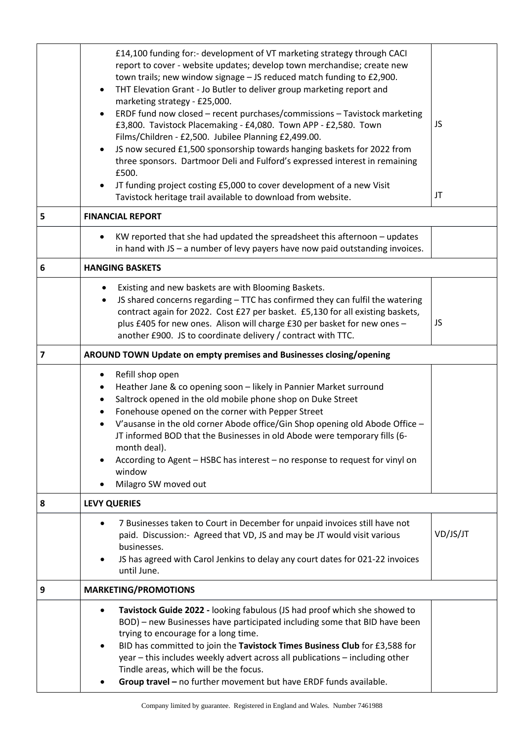| | | |
|---|---|---|
| | £14,100 funding for:- development of VT marketing strategy through CACI report to cover - website updates; develop town merchandise; create new town trails; new window signage – JS reduced match funding to £2,900.<br>• THT Elevation Grant - Jo Butler to deliver group marketing report and marketing strategy - £25,000.<br>• ERDF fund now closed – recent purchases/commissions – Tavistock marketing £3,800. Tavistock Placemaking - £4,080. Town APP - £2,580. Town Films/Children - £2,500. Jubilee Planning £2,499.00.<br>• JS now secured £1,500 sponsorship towards hanging baskets for 2022 from three sponsors. Dartmoor Deli and Fulford's expressed interest in remaining £500.<br>• JT funding project costing £5,000 to cover development of a new Visit Tavistock heritage trail available to download from website. | JS<br><br>JT |
| **5** | **FINANCIAL REPORT** | |
| | • KW reported that she had updated the spreadsheet this afternoon – updates in hand with JS – a number of levy payers have now paid outstanding invoices. | |
| **6** | **HANGING BASKETS** | |
| | • Existing and new baskets are with Blooming Baskets.<br>• JS shared concerns regarding – TTC has confirmed they can fulfil the watering contract again for 2022. Cost £27 per basket. £5,130 for all existing baskets, plus £405 for new ones. Alison will charge £30 per basket for new ones – another £900. JS to coordinate delivery / contract with TTC. | JS |
| **7** | **AROUND TOWN Update on empty premises and Businesses closing/opening** | |
| | • Refill shop open<br>• Heather Jane & co opening soon – likely in Pannier Market surround<br>• Saltrock opened in the old mobile phone shop on Duke Street<br>• Fonehouse opened on the corner with Pepper Street<br>• V'ausanse in the old corner Abode office/Gin Shop opening old Abode Office – JT informed BOD that the Businesses in old Abode were temporary fills (6-month deal).<br>• According to Agent – HSBC has interest – no response to request for vinyl on window<br>• Milagro SW moved out | |
| **8** | **LEVY QUERIES** | |
| | • 7 Businesses taken to Court in December for unpaid invoices still have not paid. Discussion:- Agreed that VD, JS and may be JT would visit various businesses.<br>• JS has agreed with Carol Jenkins to delay any court dates for 021-22 invoices until June. | VD/JS/JT |
| **9** | **MARKETING/PROMOTIONS** | |
| | • **Tavistock Guide 2022 -** looking fabulous (JS had proof which she showed to BOD) – new Businesses have participated including some that BID have been trying to encourage for a long time.<br>• BID has committed to join the **Tavistock Times Business Club** for £3,588 for year – this includes weekly advert across all publications – including other Tindle areas, which will be the focus.<br>• **Group travel –** no further movement but have ERDF funds available. | |

Company limited by guarantee. Registered in England and Wales. Number 7461988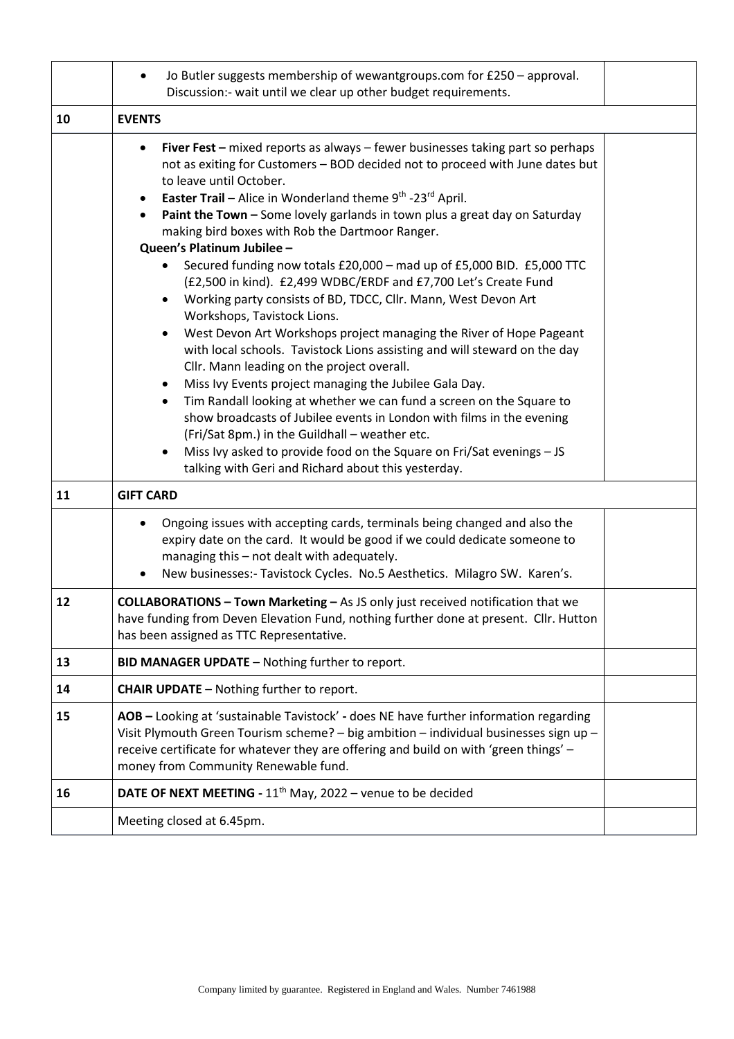| | | |
|---|---|---|
| | • Jo Butler suggests membership of wewantgroups.com for £250 – approval. Discussion:- wait until we clear up other budget requirements. | |
| **10** | **EVENTS** | |
| | • **Fiver Fest –** mixed reports as always – fewer businesses taking part so perhaps not as exiting for Customers – BOD decided not to proceed with June dates but to leave until October.<br>• **Easter Trail** – Alice in Wonderland theme 9th -23rd April.<br>• **Paint the Town –** Some lovely garlands in town plus a great day on Saturday making bird boxes with Rob the Dartmoor Ranger.<br>**Queen's Platinum Jubilee –**<br>• Secured funding now totals £20,000 – mad up of £5,000 BID. £5,000 TTC (£2,500 in kind). £2,499 WDBC/ERDF and £7,700 Let's Create Fund<br>• Working party consists of BD, TDCC, Cllr. Mann, West Devon Art Workshops, Tavistock Lions.<br>• West Devon Art Workshops project managing the River of Hope Pageant with local schools. Tavistock Lions assisting and will steward on the day Cllr. Mann leading on the project overall.<br>• Miss Ivy Events project managing the Jubilee Gala Day.<br>• Tim Randall looking at whether we can fund a screen on the Square to show broadcasts of Jubilee events in London with films in the evening (Fri/Sat 8pm.) in the Guildhall – weather etc.<br>• Miss Ivy asked to provide food on the Square on Fri/Sat evenings – JS talking with Geri and Richard about this yesterday. | |
| **11** | **GIFT CARD** | |
| | • Ongoing issues with accepting cards, terminals being changed and also the expiry date on the card. It would be good if we could dedicate someone to managing this – not dealt with adequately.<br>• New businesses:- Tavistock Cycles. No.5 Aesthetics. Milagro SW. Karen's. | |
| **12** | **COLLABORATIONS – Town Marketing –** As JS only just received notification that we have funding from Deven Elevation Fund, nothing further done at present. Cllr. Hutton has been assigned as TTC Representative. | |
| **13** | **BID MANAGER UPDATE** – Nothing further to report. | |
| **14** | **CHAIR UPDATE** – Nothing further to report. | |
| **15** | **AOB –** Looking at 'sustainable Tavistock' **-** does NE have further information regarding Visit Plymouth Green Tourism scheme? – big ambition – individual businesses sign up – receive certificate for whatever they are offering and build on with 'green things' – money from Community Renewable fund. | |
| **16** | **DATE OF NEXT MEETING -** 11th May, 2022 – venue to be decided | |
| | Meeting closed at 6.45pm. | |

Company limited by guarantee. Registered in England and Wales. Number 7461988